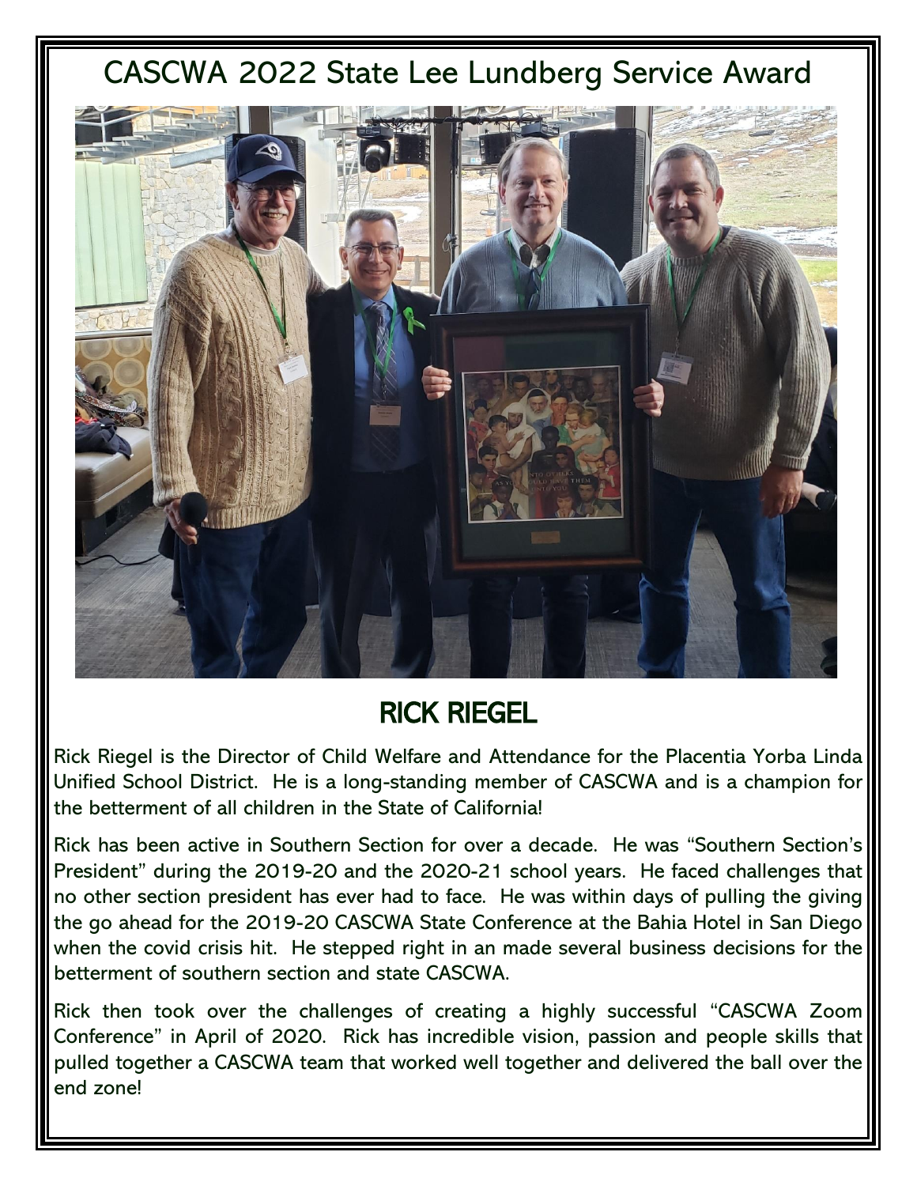# CASCWA 2022 State Lee Lundberg Service Award

## RICK RIEGEL

Rick Riegel is the Director of Child Welfare and Attendance for the Placentia Yorba Linda Unified School District. He is a long-standing member of CASCWA and is a champion for the betterment of all children in the State of California!

Rick has been active in Southern Section for over a decade. He was "Southern Section's President" during the 2019-20 and the 2020-21 school years. He faced challenges that no other section president has ever had to face. He was within days of pulling the giving the go ahead for the 2019-20 CASCWA State Conference at the Bahia Hotel in San Diego when the covid crisis hit. He stepped right in an made several business decisions for the betterment of southern section and state CASCWA.

Rick then took over the challenges of creating a highly successful "CASCWA Zoom Conference" in April of 2020. Rick has incredible vision, passion and people skills that pulled together a CASCWA team that worked well together and delivered the ball over the end zone!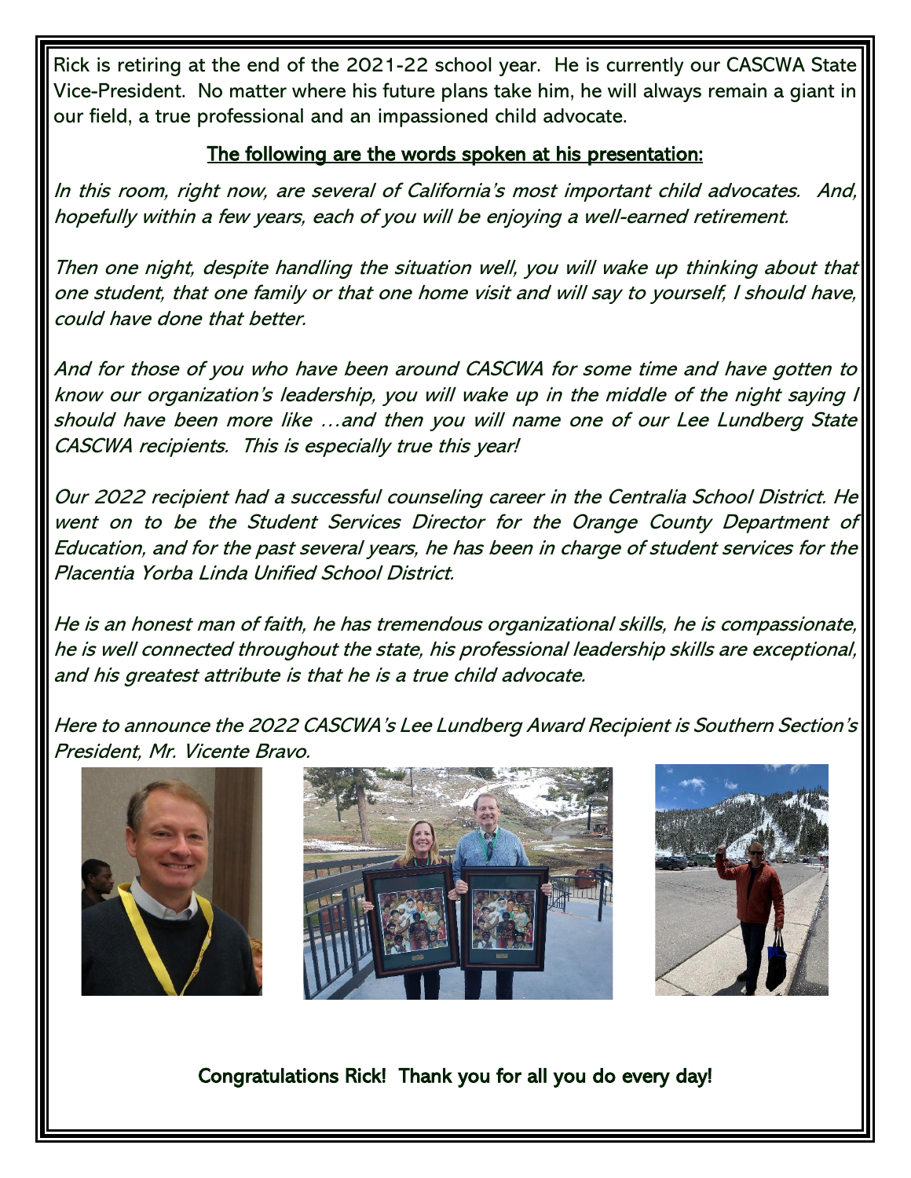Rick is retiring at the end of the 2021-22 school year. He is currently our CASCWA State Vice-President. No matter where his future plans take him, he will always remain a giant in our field, a true professional and an impassioned child advocate.

**The following are the words spoken at his presentation:**

*In this room, right now, are several of California's most important child advocates. And, hopefully within a few years, each of you will be enjoying a well-earned retirement.*

*Then one night, despite handling the situation well, you will wake up thinking about that one student, that one family or that one home visit and will say to yourself, I should have, could have done that better.*

*And for those of you who have been around CASCWA for some time and have gotten to know our organization's leadership, you will wake up in the middle of the night saying I should have been more like …and then you will name one of our Lee Lundberg State CASCWA recipients. This is especially true this year!*

*Our 2022 recipient had a successful counseling career in the Centralia School District. He went on to be the Student Services Director for the Orange County Department of Education, and for the past several years, he has been in charge of student services for the Placentia Yorba Linda Unified School District.*

*He is an honest man of faith, he has tremendous organizational skills, he is compassionate, he is well connected throughout the state, his professional leadership skills are exceptional, and his greatest attribute is that he is a true child advocate.*

*Here to announce the 2022 CASCWA's Lee Lundberg Award Recipient is Southern Section's President, Mr. Vicente Bravo.*

**Congratulations Rick! Thank you for all you do every day!**